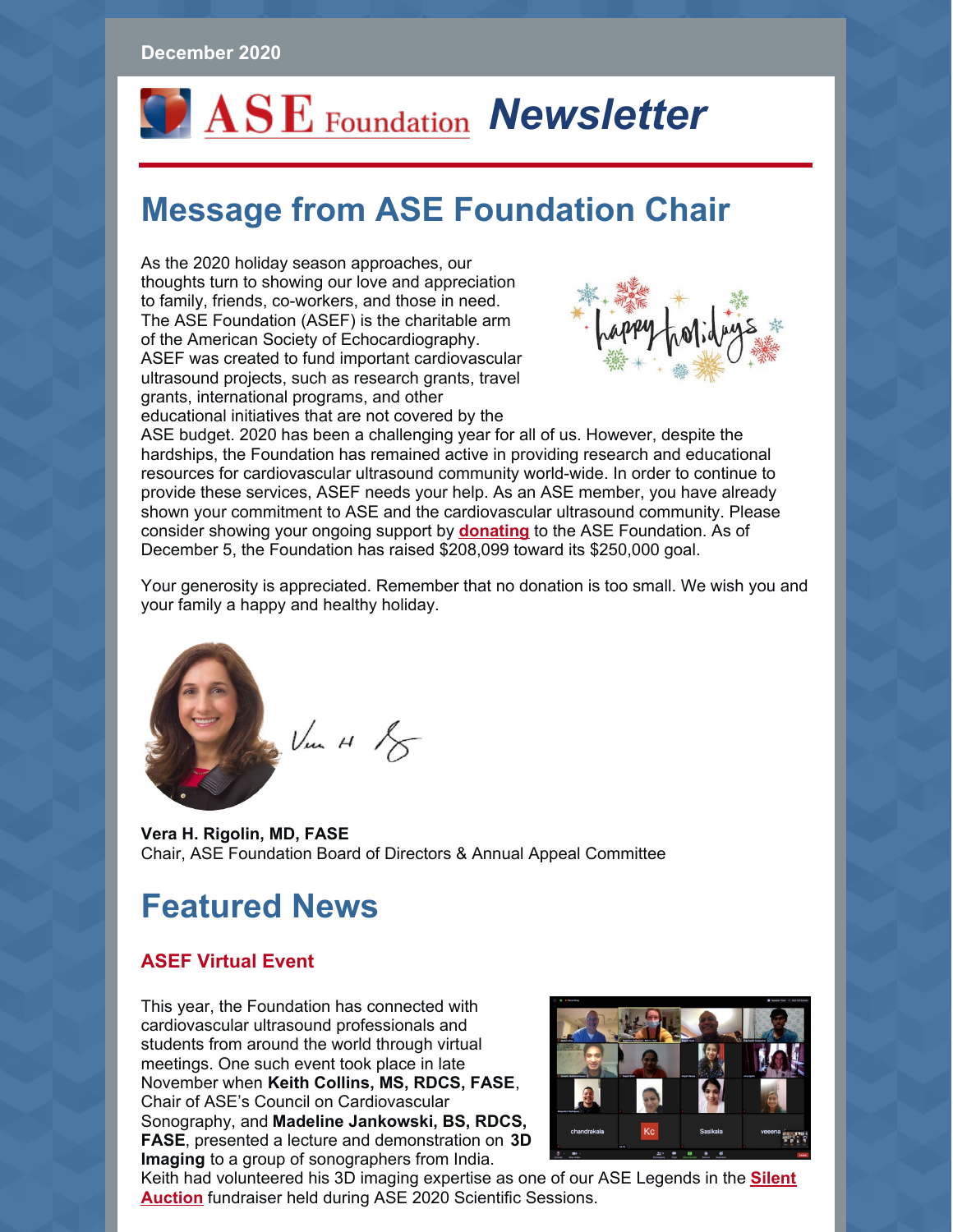December 2020

# ASE Foundation *Newsletter*

## Message from ASE Foundation Chair

As the 2020 holiday season approaches, our thoughts turn to showing our love and appreciation to family, friends, co-workers, and those in need. The ASE Foundation (ASEF) is the charitable arm of the American Society of Echocardiography. ASEF was created to fund important cardiovascular ultrasound projects, such as research grants, travel grants, international programs, and other educational initiatives that are not covered by the ASE budget. 2020 has been a challenging year for all of us. However, despite the hardships, the Foundation has remained active in providing research and educational resources for cardiovascular ultrasound community world-wide. In order to continue to provide these services, ASEF needs your help. As an ASE member, you have already shown your commitment to ASE and the cardiovascular ultrasound community. Please consider showing your ongoing support by **donating** to the ASE Foundation. As of December 5, the Foundation has raised $208,099 toward its $250,000 goal.

Your generosity is appreciated. Remember that no donation is too small. We wish you and your family a happy and healthy holiday.

**Vera H. Rigolin, MD, FASE**
Chair, ASE Foundation Board of Directors & Annual Appeal Committee

## Featured News

### ASEF Virtual Event

This year, the Foundation has connected with cardiovascular ultrasound professionals and students from around the world through virtual meetings. One such event took place in late November when **Keith Collins, MS, RDCS, FASE**, Chair of ASE's Council on Cardiovascular Sonography, and **Madeline Jankowski, BS, RDCS, FASE**, presented a lecture and demonstration on **3D Imaging** to a group of sonographers from India. Keith had volunteered his 3D imaging expertise as one of our ASE Legends in the **Silent Auction** fundraiser held during ASE 2020 Scientific Sessions.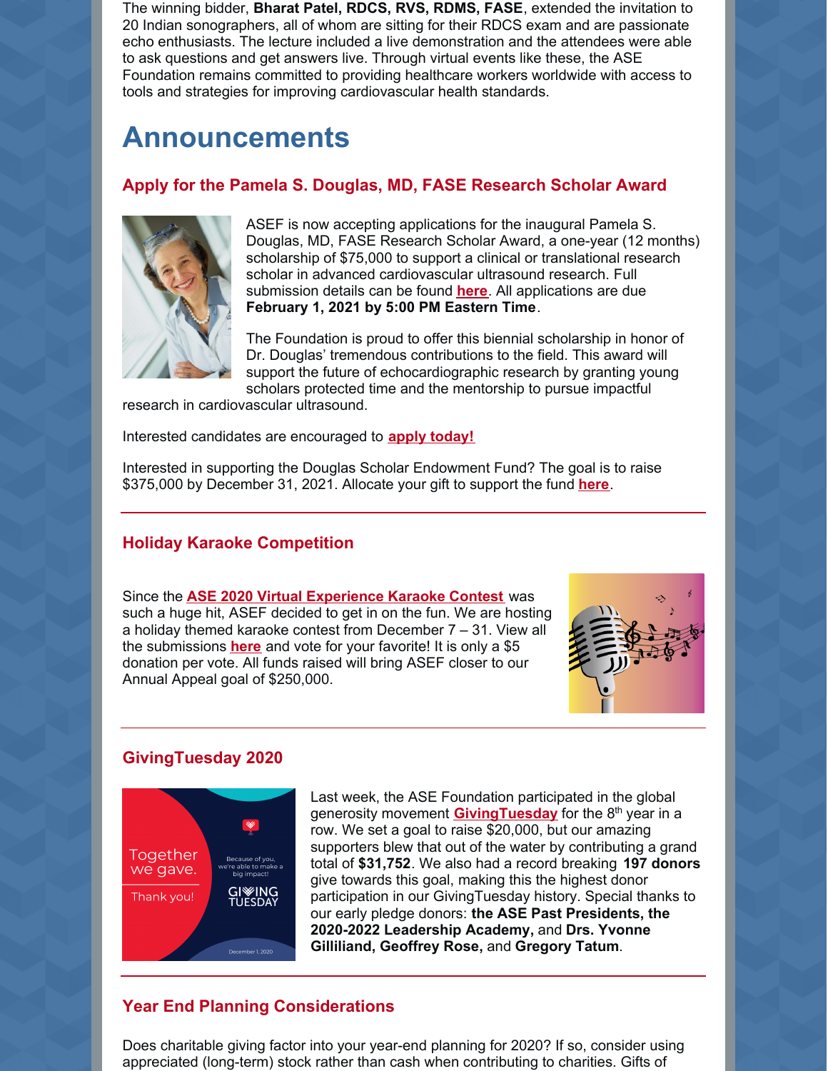The winning bidder, **Bharat Patel, RDCS, RVS, RDMS, FASE**, extended the invitation to 20 Indian sonographers, all of whom are sitting for their RDCS exam and are passionate echo enthusiasts. The lecture included a live demonstration and the attendees were able to ask questions and get answers live. Through virtual events like these, the ASE Foundation remains committed to providing healthcare workers worldwide with access to tools and strategies for improving cardiovascular health standards.

# Announcements

## Apply for the Pamela S. Douglas, MD, FASE Research Scholar Award

ASEF is now accepting applications for the inaugural Pamela S. Douglas, MD, FASE Research Scholar Award, a one-year (12 months) scholarship of $75,000 to support a clinical or translational research scholar in advanced cardiovascular ultrasound research. Full submission details can be found **here**. All applications are due **February 1, 2021 by 5:00 PM Eastern Time**.

The Foundation is proud to offer this biennial scholarship in honor of Dr. Douglas' tremendous contributions to the field. This award will support the future of echocardiographic research by granting young scholars protected time and the mentorship to pursue impactful research in cardiovascular ultrasound.

Interested candidates are encouraged to **apply today!**

Interested in supporting the Douglas Scholar Endowment Fund? The goal is to raise $375,000 by December 31, 2021. Allocate your gift to support the fund **here**.

## Holiday Karaoke Competition

Since the **ASE 2020 Virtual Experience Karaoke Contest** was such a huge hit, ASEF decided to get in on the fun. We are hosting a holiday themed karaoke contest from December 7 – 31. View all the submissions **here** and vote for your favorite! It is only a $5 donation per vote. All funds raised will bring ASEF closer to our Annual Appeal goal of $250,000.

## GivingTuesday 2020

Last week, the ASE Foundation participated in the global generosity movement **GivingTuesday** for the 8th year in a row. We set a goal to raise $20,000, but our amazing supporters blew that out of the water by contributing a grand total of **$31,752**. We also had a record breaking **197 donors** give towards this goal, making this the highest donor participation in our GivingTuesday history. Special thanks to our early pledge donors: **the ASE Past Presidents, the 2020-2022 Leadership Academy,** and **Drs. Yvonne Gilliliand, Geoffrey Rose,** and **Gregory Tatum**.

## Year End Planning Considerations

Does charitable giving factor into your year-end planning for 2020? If so, consider using appreciated (long-term) stock rather than cash when contributing to charities. Gifts of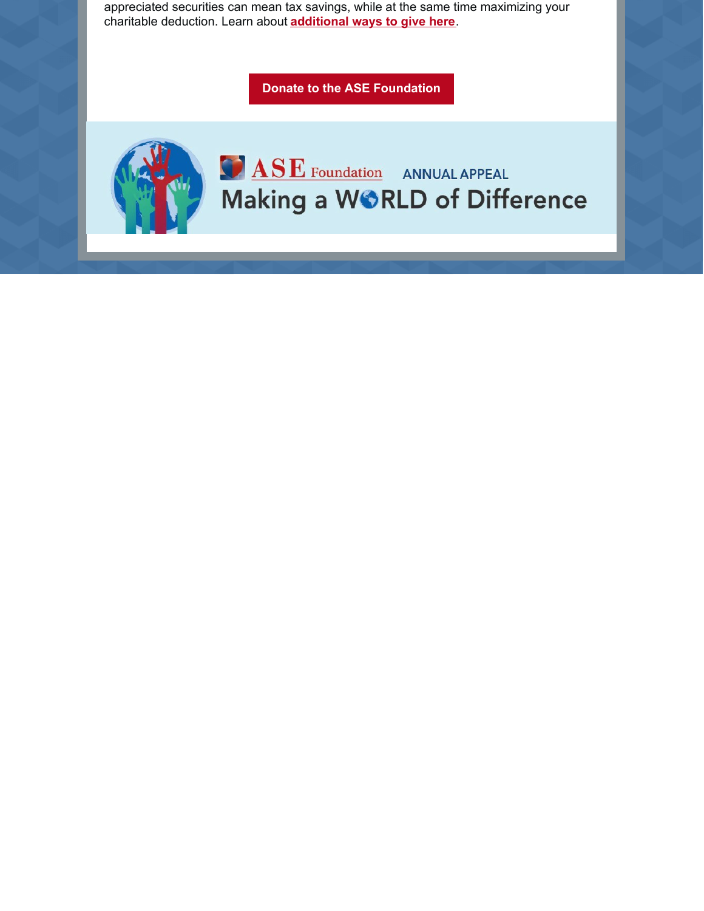appreciated securities can mean tax savings, while at the same time maximizing your charitable deduction. Learn about **additional ways to give here**.

**Donate to the ASE Foundation**

ASE Foundation ANNUAL APPEAL

Making a WORLD of Difference